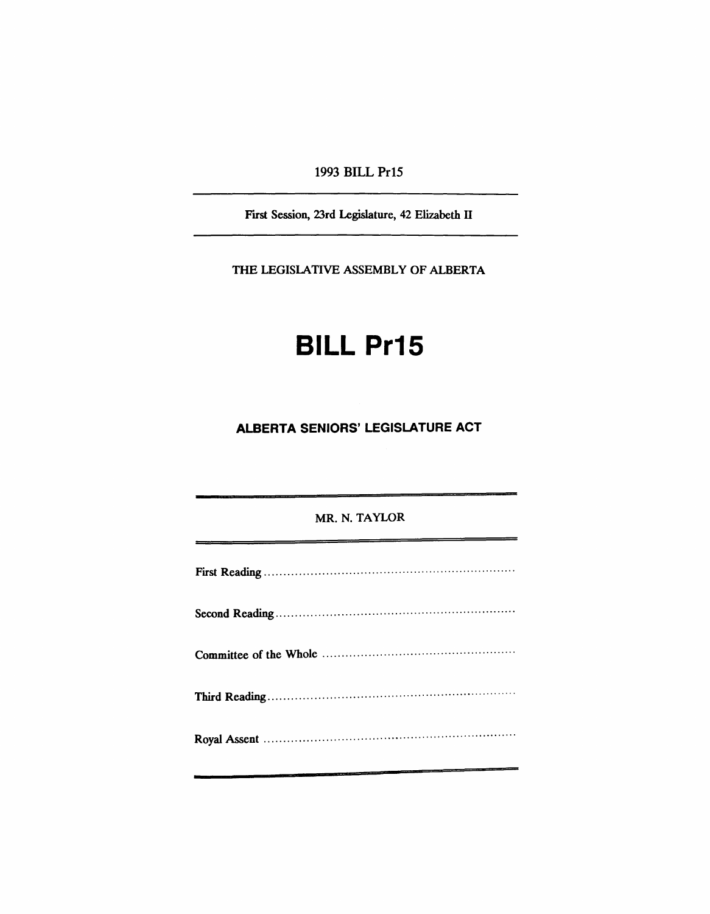1993 BILL Pr15

First Session, 23rd Legislature, 42 Elizabeth II

THE LEGISLATIVE ASSEMBLY OF ALBERTA

# BILL Pr15

## ALBERTA SENIORS' LEGISLATURE ACT

MR. N. TAYLOR

First Reading ..................................................................

Second Reading ..................................................................

Committee of the Whole ..................................................................

Third Reading ..................................................................

Royal Assent ..................................................................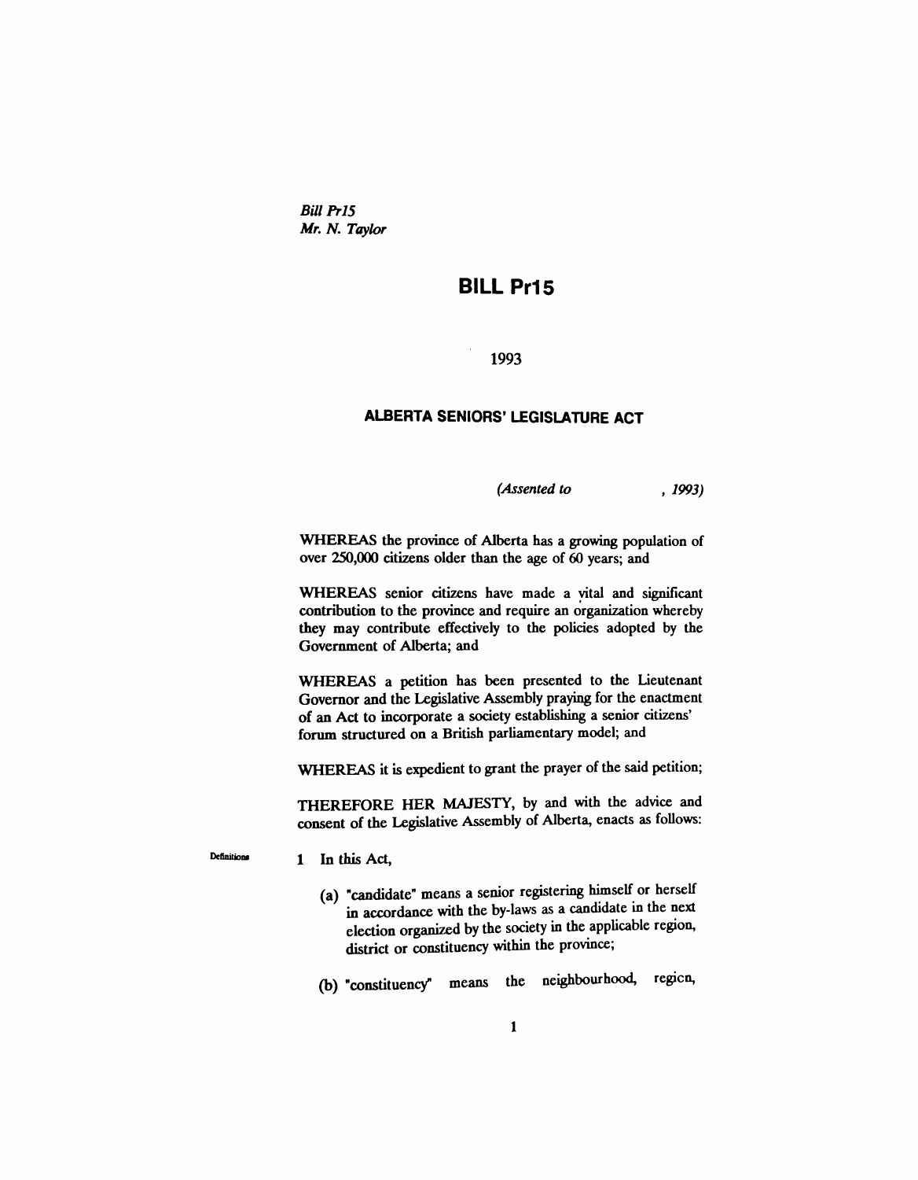*Bill Pr15*
*Mr. N. Taylor*

# BILL Pr15

1993

## ALBERTA SENIORS' LEGISLATURE ACT

*(Assented to , 1993)*

WHEREAS the province of Alberta has a growing population of over 250,000 citizens older than the age of 60 years; and

WHEREAS senior citizens have made a vital and significant contribution to the province and require an organization whereby they may contribute effectively to the policies adopted by the Government of Alberta; and

WHEREAS a petition has been presented to the Lieutenant Governor and the Legislative Assembly praying for the enactment of an Act to incorporate a society establishing a senior citizens' forum structured on a British parliamentary model; and

WHEREAS it is expedient to grant the prayer of the said petition;

THEREFORE HER MAJESTY, by and with the advice and consent of the Legislative Assembly of Alberta, enacts as follows:

Definitions

**1** In this Act,

(a) "candidate" means a senior registering himself or herself in accordance with the by-laws as a candidate in the next election organized by the society in the applicable region, district or constituency within the province;

(b) "constituency" means the neighbourhood, region,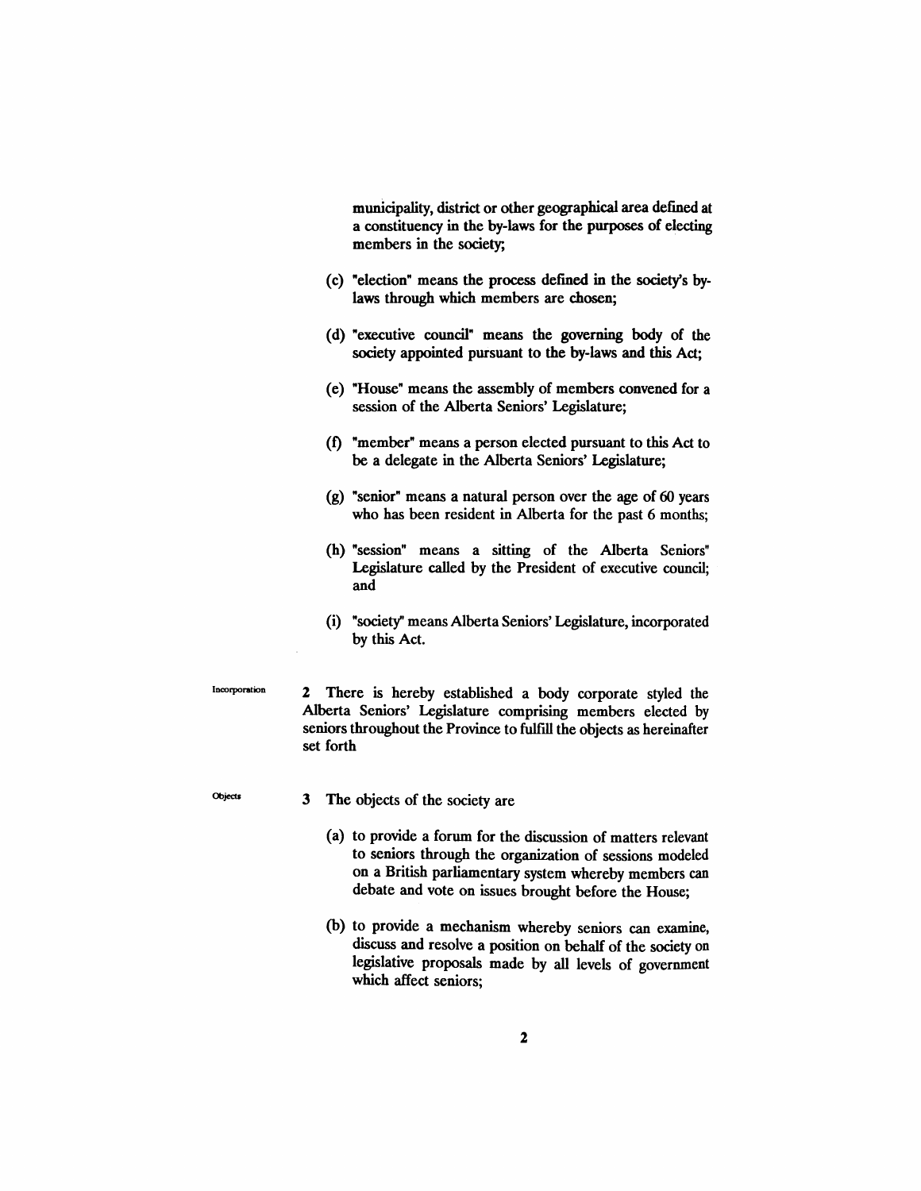municipality, district or other geographical area defined at a constituency in the by-laws for the purposes of electing members in the society;

(c) "election" means the process defined in the society's by-laws through which members are chosen;

(d) "executive council" means the governing body of the society appointed pursuant to the by-laws and this Act;

(e) "House" means the assembly of members convened for a session of the Alberta Seniors' Legislature;

(f) "member" means a person elected pursuant to this Act to be a delegate in the Alberta Seniors' Legislature;

(g) "senior" means a natural person over the age of 60 years who has been resident in Alberta for the past 6 months;

(h) "session" means a sitting of the Alberta Seniors" Legislature called by the President of executive council; and

(i) "society" means Alberta Seniors' Legislature, incorporated by this Act.

Incorporation

**2** There is hereby established a body corporate styled the Alberta Seniors' Legislature comprising members elected by seniors throughout the Province to fulfill the objects as hereinafter set forth

Objects

**3** The objects of the society are

(a) to provide a forum for the discussion of matters relevant to seniors through the organization of sessions modeled on a British parliamentary system whereby members can debate and vote on issues brought before the House;

(b) to provide a mechanism whereby seniors can examine, discuss and resolve a position on behalf of the society on legislative proposals made by all levels of government which affect seniors;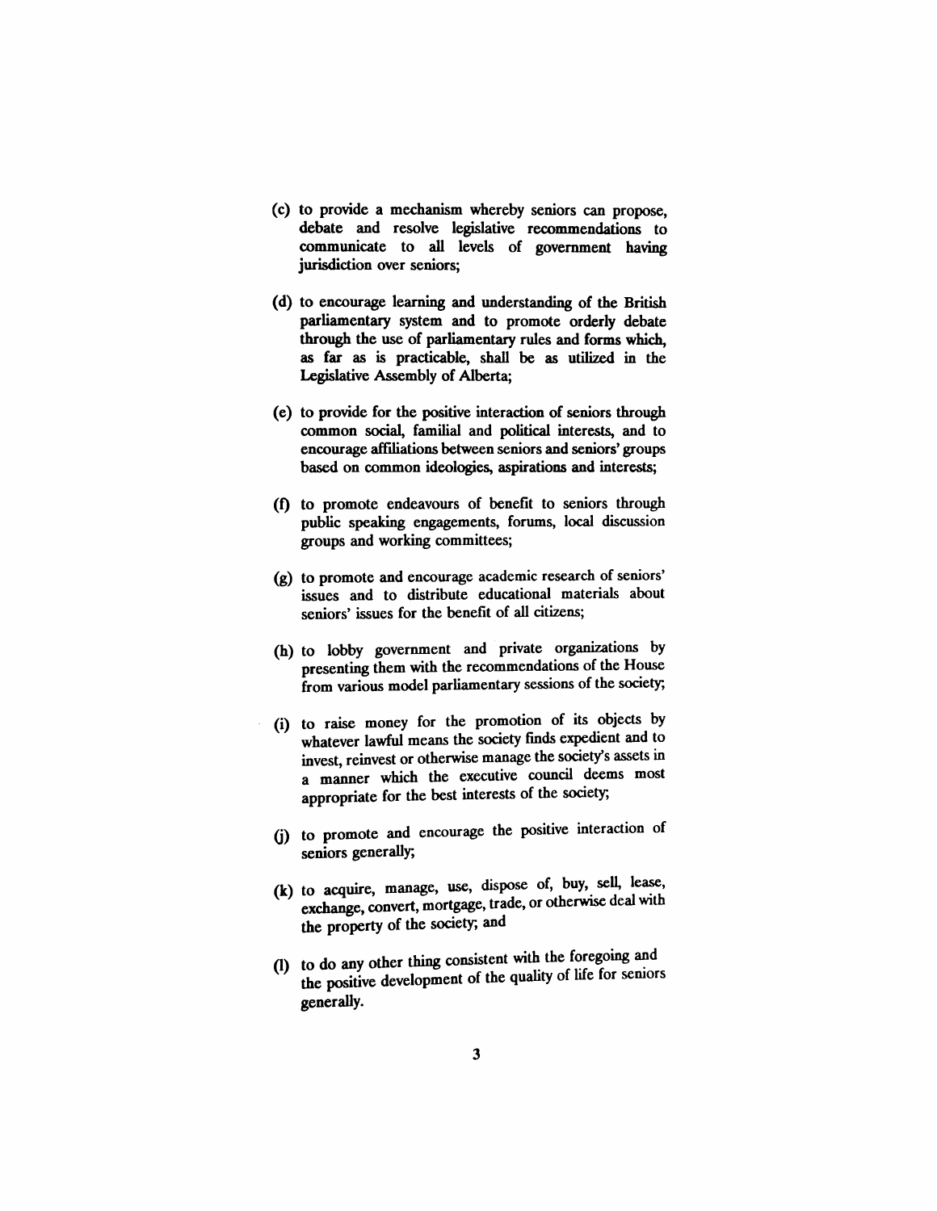(c) to provide a mechanism whereby seniors can propose, debate and resolve legislative recommendations to communicate to all levels of government having jurisdiction over seniors;

(d) to encourage learning and understanding of the British parliamentary system and to promote orderly debate through the use of parliamentary rules and forms which, as far as is practicable, shall be as utilized in the Legislative Assembly of Alberta;

(e) to provide for the positive interaction of seniors through common social, familial and political interests, and to encourage affiliations between seniors and seniors' groups based on common ideologies, aspirations and interests;

(f) to promote endeavours of benefit to seniors through public speaking engagements, forums, local discussion groups and working committees;

(g) to promote and encourage academic research of seniors' issues and to distribute educational materials about seniors' issues for the benefit of all citizens;

(h) to lobby government and private organizations by presenting them with the recommendations of the House from various model parliamentary sessions of the society;

(i) to raise money for the promotion of its objects by whatever lawful means the society finds expedient and to invest, reinvest or otherwise manage the society's assets in a manner which the executive council deems most appropriate for the best interests of the society;

(j) to promote and encourage the positive interaction of seniors generally;

(k) to acquire, manage, use, dispose of, buy, sell, lease, exchange, convert, mortgage, trade, or otherwise deal with the property of the society; and

(l) to do any other thing consistent with the foregoing and the positive development of the quality of life for seniors generally.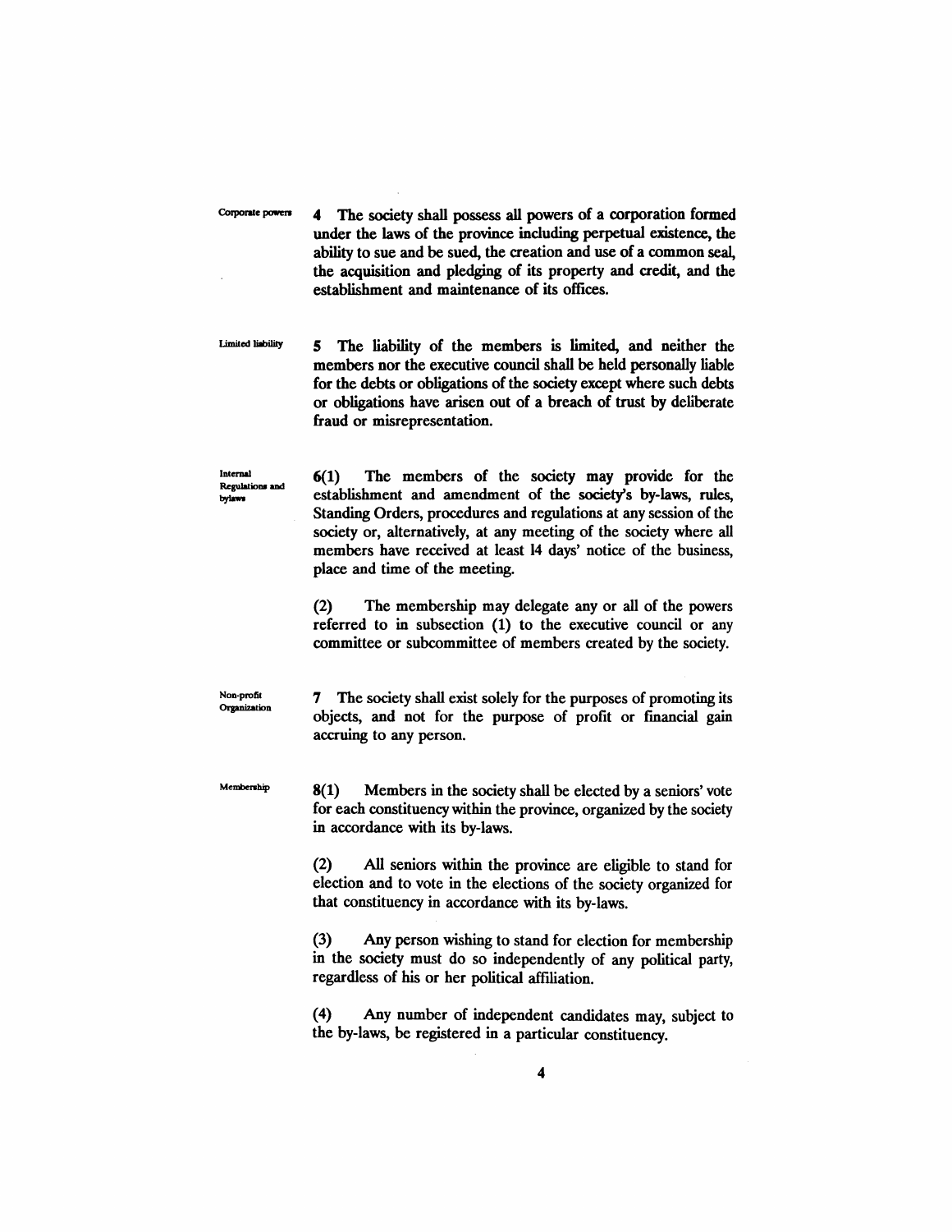Corporate powers

**4** The society shall possess all powers of a corporation formed under the laws of the province including perpetual existence, the ability to sue and be sued, the creation and use of a common seal, the acquisition and pledging of its property and credit, and the establishment and maintenance of its offices.

Limited liability

**5** The liability of the members is limited, and neither the members nor the executive council shall be held personally liable for the debts or obligations of the society except where such debts or obligations have arisen out of a breach of trust by deliberate fraud or misrepresentation.

Internal Regulations and bylaws

**6(1)** The members of the society may provide for the establishment and amendment of the society's by-laws, rules, Standing Orders, procedures and regulations at any session of the society or, alternatively, at any meeting of the society where all members have received at least 14 days' notice of the business, place and time of the meeting.

**(2)** The membership may delegate any or all of the powers referred to in subsection (1) to the executive council or any committee or subcommittee of members created by the society.

Non-profit Organization

**7** The society shall exist solely for the purposes of promoting its objects, and not for the purpose of profit or financial gain accruing to any person.

Membership

**8(1)** Members in the society shall be elected by a seniors' vote for each constituency within the province, organized by the society in accordance with its by-laws.

**(2)** All seniors within the province are eligible to stand for election and to vote in the elections of the society organized for that constituency in accordance with its by-laws.

**(3)** Any person wishing to stand for election for membership in the society must do so independently of any political party, regardless of his or her political affiliation.

**(4)** Any number of independent candidates may, subject to the by-laws, be registered in a particular constituency.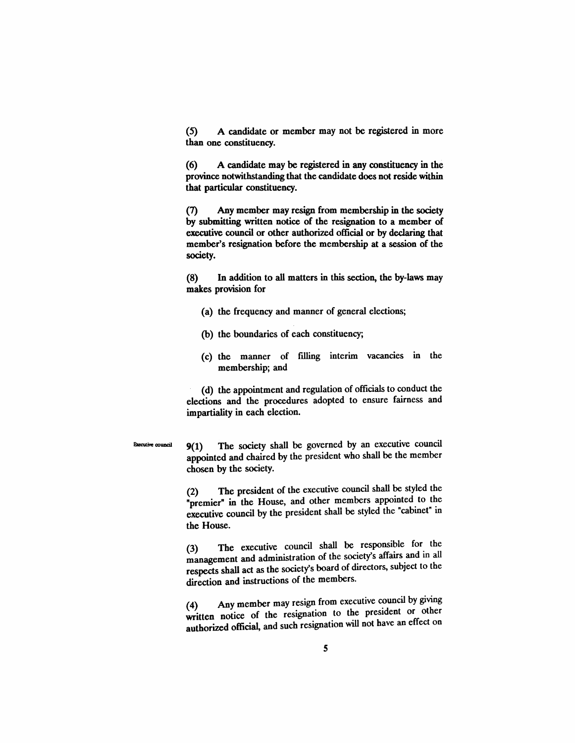(5) A candidate or member may not be registered in more than one constituency.

(6) A candidate may be registered in any constituency in the province notwithstanding that the candidate does not reside within that particular constituency.

(7) Any member may resign from membership in the society by submitting written notice of the resignation to a member of executive council or other authorized official or by declaring that member's resignation before the membership at a session of the society.

(8) In addition to all matters in this section, the by-laws may makes provision for

(a) the frequency and manner of general elections;

(b) the boundaries of each constituency;

(c) the manner of filling interim vacancies in the membership; and

(d) the appointment and regulation of officials to conduct the elections and the procedures adopted to ensure fairness and impartiality in each election.

Executive council

9(1) The society shall be governed by an executive council appointed and chaired by the president who shall be the member chosen by the society.

(2) The president of the executive council shall be styled the "premier" in the House, and other members appointed to the executive council by the president shall be styled the "cabinet" in the House.

(3) The executive council shall be responsible for the management and administration of the society's affairs and in all respects shall act as the society's board of directors, subject to the direction and instructions of the members.

(4) Any member may resign from executive council by giving written notice of the resignation to the president or other authorized official, and such resignation will not have an effect on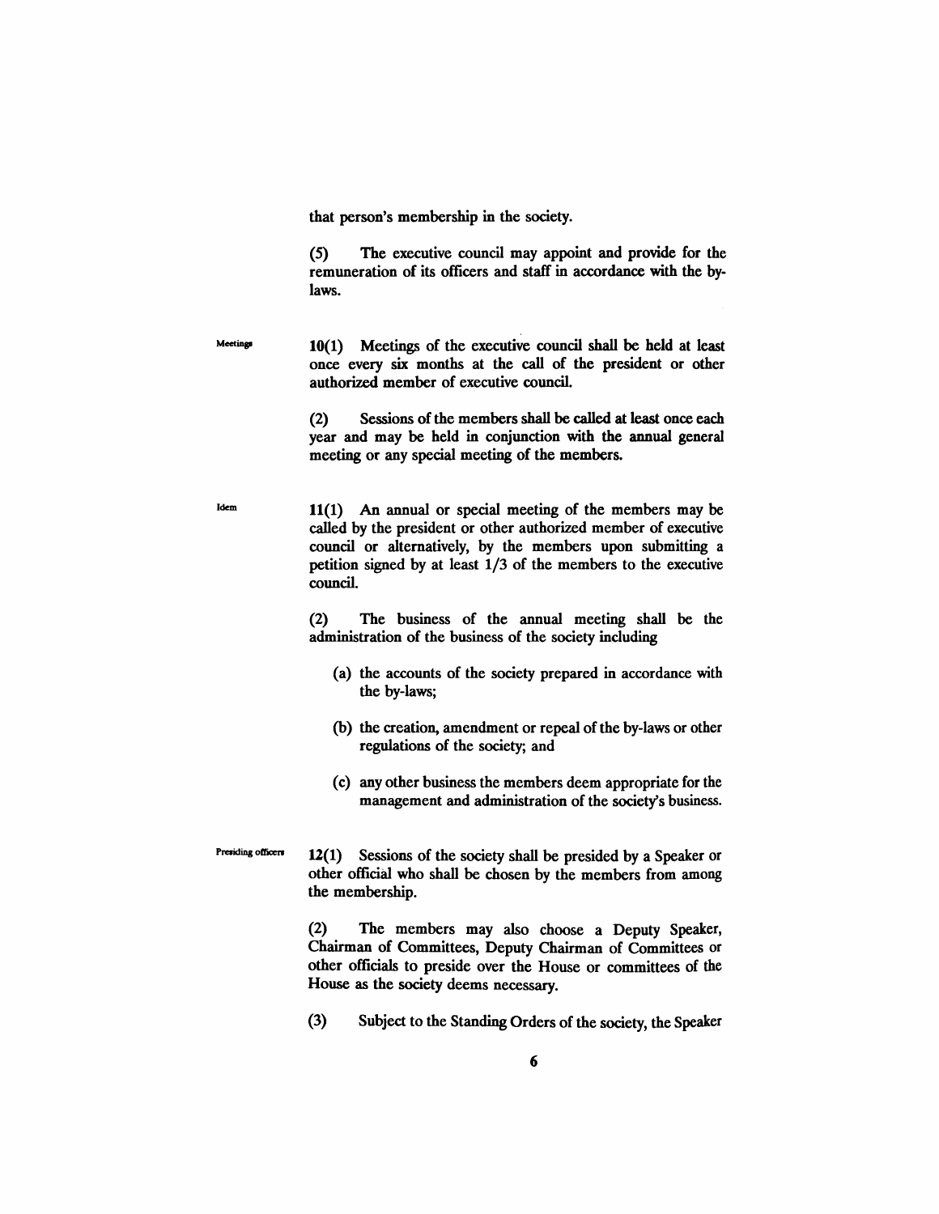that person's membership in the society.

(5) The executive council may appoint and provide for the remuneration of its officers and staff in accordance with the by-laws.

Meetings

10(1) Meetings of the executive council shall be held at least once every six months at the call of the president or other authorized member of executive council.

(2) Sessions of the members shall be called at least once each year and may be held in conjunction with the annual general meeting or any special meeting of the members.

Idem

11(1) An annual or special meeting of the members may be called by the president or other authorized member of executive council or alternatively, by the members upon submitting a petition signed by at least 1/3 of the members to the executive council.

(2) The business of the annual meeting shall be the administration of the business of the society including

- (a) the accounts of the society prepared in accordance with the by-laws;
- (b) the creation, amendment or repeal of the by-laws or other regulations of the society; and
- (c) any other business the members deem appropriate for the management and administration of the society's business.

Presiding officers

12(1) Sessions of the society shall be presided by a Speaker or other official who shall be chosen by the members from among the membership.

(2) The members may also choose a Deputy Speaker, Chairman of Committees, Deputy Chairman of Committees or other officials to preside over the House or committees of the House as the society deems necessary.

(3) Subject to the Standing Orders of the society, the Speaker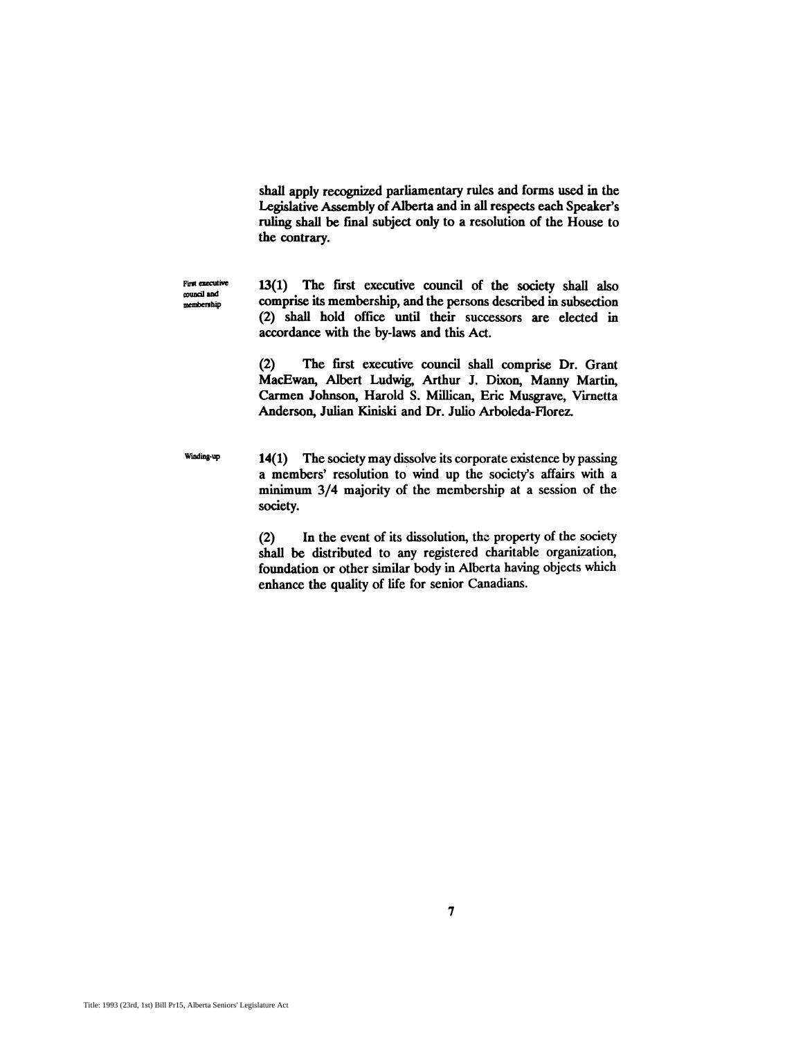shall apply recognized parliamentary rules and forms used in the Legislative Assembly of Alberta and in all respects each Speaker's ruling shall be final subject only to a resolution of the House to the contrary.

First executive council and membership

**13(1)** The first executive council of the society shall also comprise its membership, and the persons described in subsection (2) shall hold office until their successors are elected in accordance with the by-laws and this Act.

(2) The first executive council shall comprise Dr. Grant MacEwan, Albert Ludwig, Arthur J. Dixon, Manny Martin, Carmen Johnson, Harold S. Millican, Eric Musgrave, Virnetta Anderson, Julian Kiniski and Dr. Julio Arboleda-Florez.

Winding-up

**14(1)** The society may dissolve its corporate existence by passing a members' resolution to wind up the society's affairs with a minimum 3/4 majority of the membership at a session of the society.

(2) In the event of its dissolution, the property of the society shall be distributed to any registered charitable organization, foundation or other similar body in Alberta having objects which enhance the quality of life for senior Canadians.